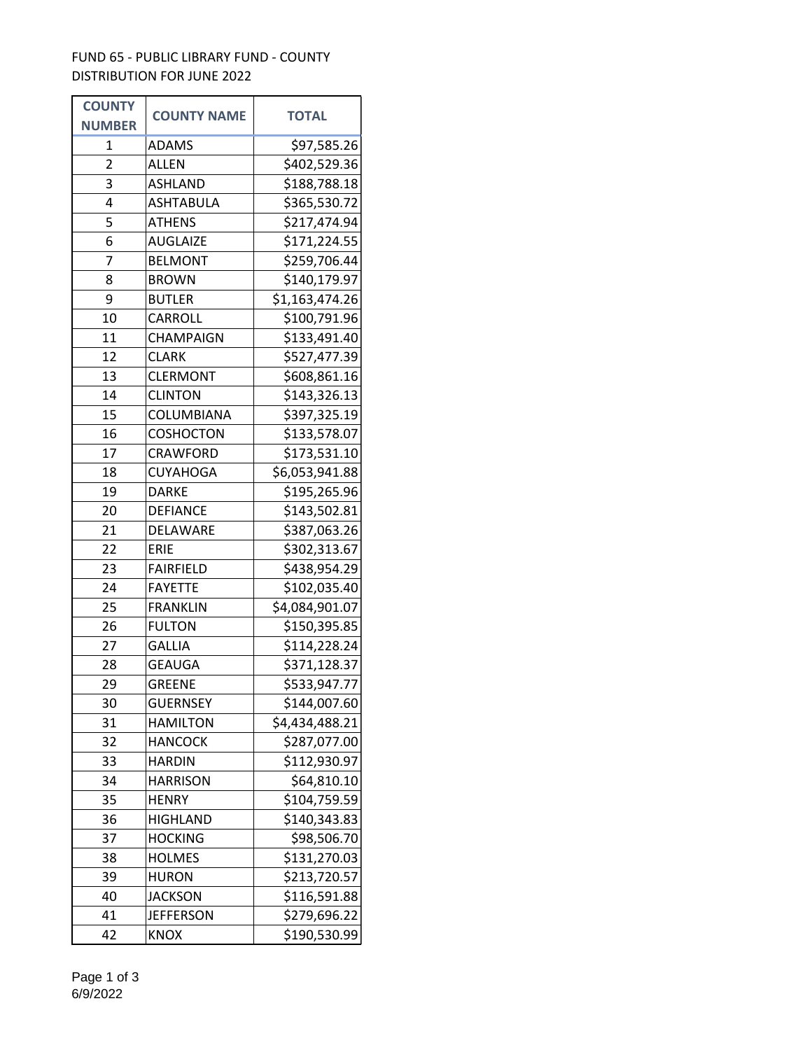FUND 65 - PUBLIC LIBRARY FUND - COUNTY DISTRIBUTION FOR JUNE 2022

| COUNTY NUMBER | COUNTY NAME | TOTAL |
|---|---|---|
| 1 | ADAMS | $97,585.26 |
| 2 | ALLEN | $402,529.36 |
| 3 | ASHLAND | $188,788.18 |
| 4 | ASHTABULA | $365,530.72 |
| 5 | ATHENS | $217,474.94 |
| 6 | AUGLAIZE | $171,224.55 |
| 7 | BELMONT | $259,706.44 |
| 8 | BROWN | $140,179.97 |
| 9 | BUTLER | $1,163,474.26 |
| 10 | CARROLL | $100,791.96 |
| 11 | CHAMPAIGN | $133,491.40 |
| 12 | CLARK | $527,477.39 |
| 13 | CLERMONT | $608,861.16 |
| 14 | CLINTON | $143,326.13 |
| 15 | COLUMBIANA | $397,325.19 |
| 16 | COSHOCTON | $133,578.07 |
| 17 | CRAWFORD | $173,531.10 |
| 18 | CUYAHOGA | $6,053,941.88 |
| 19 | DARKE | $195,265.96 |
| 20 | DEFIANCE | $143,502.81 |
| 21 | DELAWARE | $387,063.26 |
| 22 | ERIE | $302,313.67 |
| 23 | FAIRFIELD | $438,954.29 |
| 24 | FAYETTE | $102,035.40 |
| 25 | FRANKLIN | $4,084,901.07 |
| 26 | FULTON | $150,395.85 |
| 27 | GALLIA | $114,228.24 |
| 28 | GEAUGA | $371,128.37 |
| 29 | GREENE | $533,947.77 |
| 30 | GUERNSEY | $144,007.60 |
| 31 | HAMILTON | $4,434,488.21 |
| 32 | HANCOCK | $287,077.00 |
| 33 | HARDIN | $112,930.97 |
| 34 | HARRISON | $64,810.10 |
| 35 | HENRY | $104,759.59 |
| 36 | HIGHLAND | $140,343.83 |
| 37 | HOCKING | $98,506.70 |
| 38 | HOLMES | $131,270.03 |
| 39 | HURON | $213,720.57 |
| 40 | JACKSON | $116,591.88 |
| 41 | JEFFERSON | $279,696.22 |
| 42 | KNOX | $190,530.99 |

6/9/2022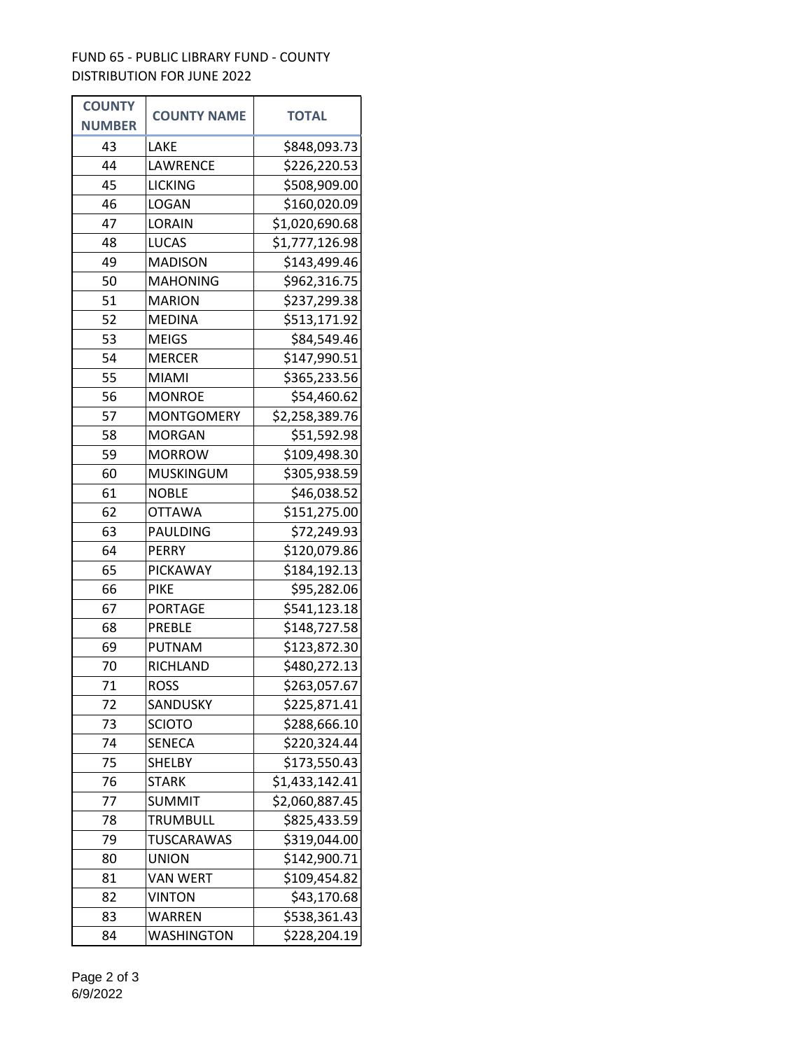FUND 65 - PUBLIC LIBRARY FUND - COUNTY DISTRIBUTION FOR JUNE 2022

| COUNTY NUMBER | COUNTY NAME | TOTAL |
|---|---|---|
| 43 | LAKE | $848,093.73 |
| 44 | LAWRENCE | $226,220.53 |
| 45 | LICKING | $508,909.00 |
| 46 | LOGAN | $160,020.09 |
| 47 | LORAIN | $1,020,690.68 |
| 48 | LUCAS | $1,777,126.98 |
| 49 | MADISON | $143,499.46 |
| 50 | MAHONING | $962,316.75 |
| 51 | MARION | $237,299.38 |
| 52 | MEDINA | $513,171.92 |
| 53 | MEIGS | $84,549.46 |
| 54 | MERCER | $147,990.51 |
| 55 | MIAMI | $365,233.56 |
| 56 | MONROE | $54,460.62 |
| 57 | MONTGOMERY | $2,258,389.76 |
| 58 | MORGAN | $51,592.98 |
| 59 | MORROW | $109,498.30 |
| 60 | MUSKINGUM | $305,938.59 |
| 61 | NOBLE | $46,038.52 |
| 62 | OTTAWA | $151,275.00 |
| 63 | PAULDING | $72,249.93 |
| 64 | PERRY | $120,079.86 |
| 65 | PICKAWAY | $184,192.13 |
| 66 | PIKE | $95,282.06 |
| 67 | PORTAGE | $541,123.18 |
| 68 | PREBLE | $148,727.58 |
| 69 | PUTNAM | $123,872.30 |
| 70 | RICHLAND | $480,272.13 |
| 71 | ROSS | $263,057.67 |
| 72 | SANDUSKY | $225,871.41 |
| 73 | SCIOTO | $288,666.10 |
| 74 | SENECA | $220,324.44 |
| 75 | SHELBY | $173,550.43 |
| 76 | STARK | $1,433,142.41 |
| 77 | SUMMIT | $2,060,887.45 |
| 78 | TRUMBULL | $825,433.59 |
| 79 | TUSCARAWAS | $319,044.00 |
| 80 | UNION | $142,900.71 |
| 81 | VAN WERT | $109,454.82 |
| 82 | VINTON | $43,170.68 |
| 83 | WARREN | $538,361.43 |
| 84 | WASHINGTON | $228,204.19 |

6/9/2022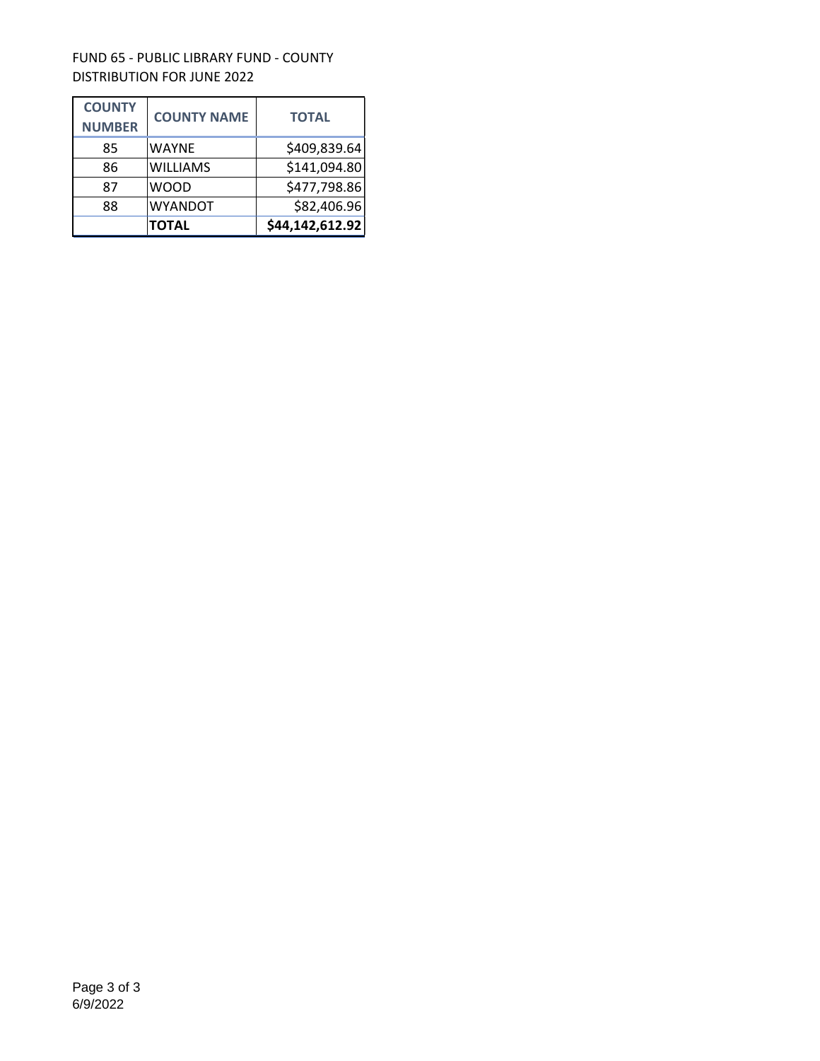FUND 65 - PUBLIC LIBRARY FUND - COUNTY
DISTRIBUTION FOR JUNE 2022

| COUNTY NUMBER | COUNTY NAME | TOTAL |
|---|---|---|
| 85 | WAYNE | $409,839.64 |
| 86 | WILLIAMS | $141,094.80 |
| 87 | WOOD | $477,798.86 |
| 88 | WYANDOT | $82,406.96 |
| | **TOTAL** | **$44,142,612.92** |

6/9/2022